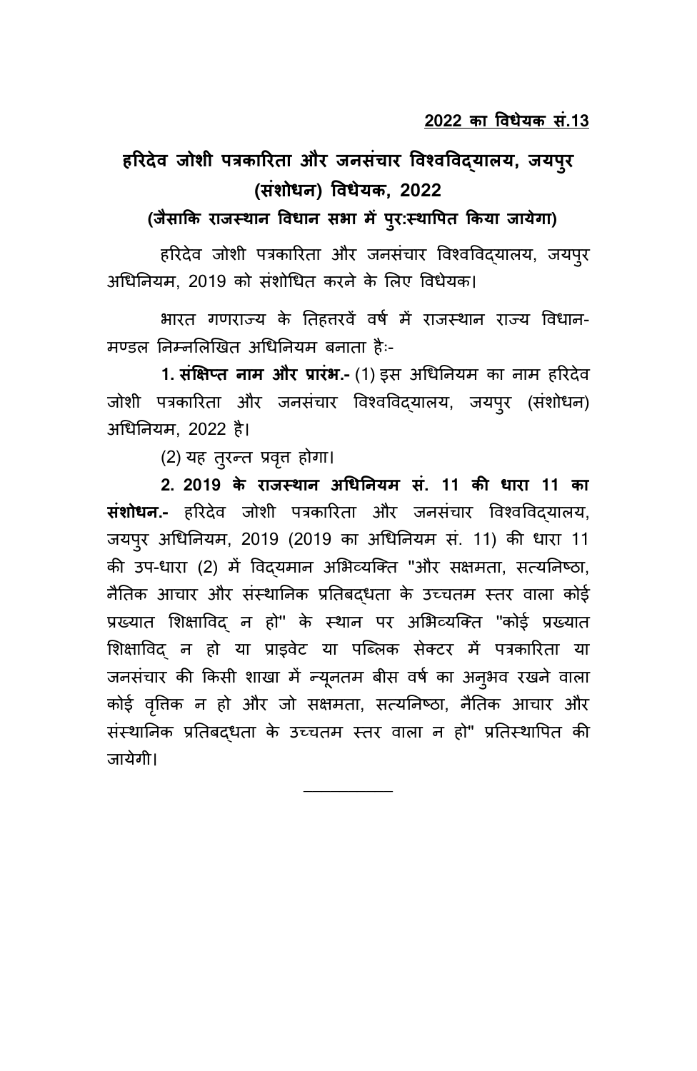**2022 का विधेयक सं.13**

# हरिदेव जोशी पत्रकारिता और जनसंचार विश्वविद्यालय, जयपुर (संशोधन) विधेयक, 2022

**(जैसाकि राजस्थान विधान सभा में पुर:स्थापित किया जायेगा)**

हरिदेव जोशी पत्रकारिता और जनसंचार विश्वविद्यालय, जयपुर अधिनियम, 2019 को संशोधित करने के लिए विधेयक।

भारत गणराज्य के तिहत्तरवें वर्ष में राजस्थान राज्य विधान-मण्डल निम्नलिखित अधिनियम बनाता हैः-

**1. संक्षिप्त नाम और प्रारंभ.-** (1) इस अधिनियम का नाम हरिदेव जोशी पत्रकारिता और जनसंचार विश्वविद्यालय, जयपुर (संशोधन) अधिनियम, 2022 है।

(2) यह तुरन्त प्रवृत्त होगा।

**2. 2019 के राजस्थान अधिनियम सं. 11 की धारा 11 का संशोधन.-** हरिदेव जोशी पत्रकारिता और जनसंचार विश्वविद्यालय, जयपुर अधिनियम, 2019 (2019 का अधिनियम सं. 11) की धारा 11 की उप-धारा (2) में विद्यमान अभिव्यक्ति "और सक्षमता, सत्यनिष्ठा, नैतिक आचार और संस्थानिक प्रतिबद्धता के उच्चतम स्तर वाला कोई प्रख्यात शिक्षाविद् न हो" के स्थान पर अभिव्यक्ति "कोई प्रख्यात शिक्षाविद् न हो या प्राइवेट या पब्लिक सेक्टर में पत्रकारिता या जनसंचार की किसी शाखा में न्यूनतम बीस वर्ष का अनुभव रखने वाला कोई वृत्तिक न हो और जो सक्षमता, सत्यनिष्ठा, नैतिक आचार और संस्थानिक प्रतिबद्धता के उच्चतम स्तर वाला न हो" प्रतिस्थापित की जायेगी।

---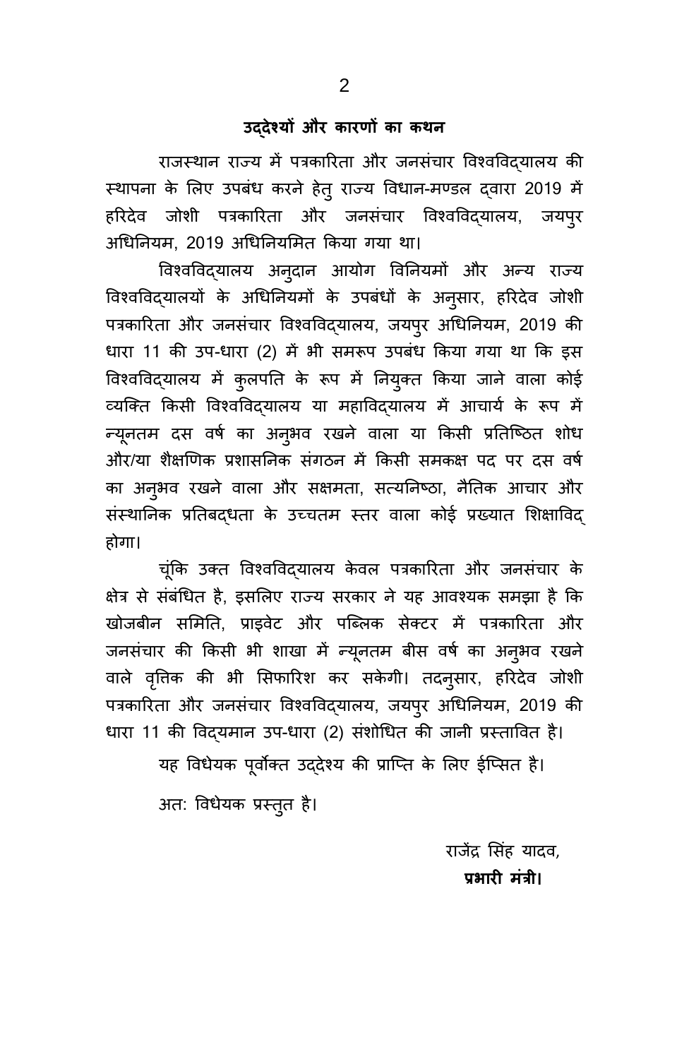## उद्देश्यों और कारणों का कथन

राजस्थान राज्य में पत्रकारिता और जनसंचार विश्वविद्यालय की स्थापना के लिए उपबंध करने हेतु राज्य विधान-मण्डल द्वारा 2019 में हरिदेव जोशी पत्रकारिता और जनसंचार विश्वविद्यालय, जयपुर अधिनियम, 2019 अधिनियमित किया गया था।

विश्वविद्यालय अनुदान आयोग विनियमों और अन्य राज्य विश्वविद्यालयों के अधिनियमों के उपबंधों के अनुसार, हरिदेव जोशी पत्रकारिता और जनसंचार विश्वविद्यालय, जयपुर अधिनियम, 2019 की धारा 11 की उप-धारा (2) में भी समरूप उपबंध किया गया था कि इस विश्वविद्यालय में कुलपति के रूप में नियुक्त किया जाने वाला कोई व्यक्ति किसी विश्वविद्यालय या महाविद्यालय में आचार्य के रूप में न्यूनतम दस वर्ष का अनुभव रखने वाला या किसी प्रतिष्ठित शोध और/या शैक्षणिक प्रशासनिक संगठन में किसी समकक्ष पद पर दस वर्ष का अनुभव रखने वाला और सक्षमता, सत्यनिष्ठा, नैतिक आचार और संस्थानिक प्रतिबद्धता के उच्चतम स्तर वाला कोई प्रख्यात शिक्षाविद् होगा।

चूंकि उक्त विश्वविद्यालय केवल पत्रकारिता और जनसंचार के क्षेत्र से संबंधित है, इसलिए राज्य सरकार ने यह आवश्यक समझा है कि खोजबीन समिति, प्राइवेट और पब्लिक सेक्टर में पत्रकारिता और जनसंचार की किसी भी शाखा में न्यूनतम बीस वर्ष का अनुभव रखने वाले वृत्तिक की भी सिफारिश कर सकेगी। तदनुसार, हरिदेव जोशी पत्रकारिता और जनसंचार विश्वविद्यालय, जयपुर अधिनियम, 2019 की धारा 11 की विद्यमान उप-धारा (2) संशोधित की जानी प्रस्तावित है।

यह विधेयक पूर्वोक्त उद्देश्य की प्राप्ति के लिए ईप्सित है।

अत: विधेयक प्रस्तुत है।

राजेंद्र सिंह यादव,
**प्रभारी मंत्री।**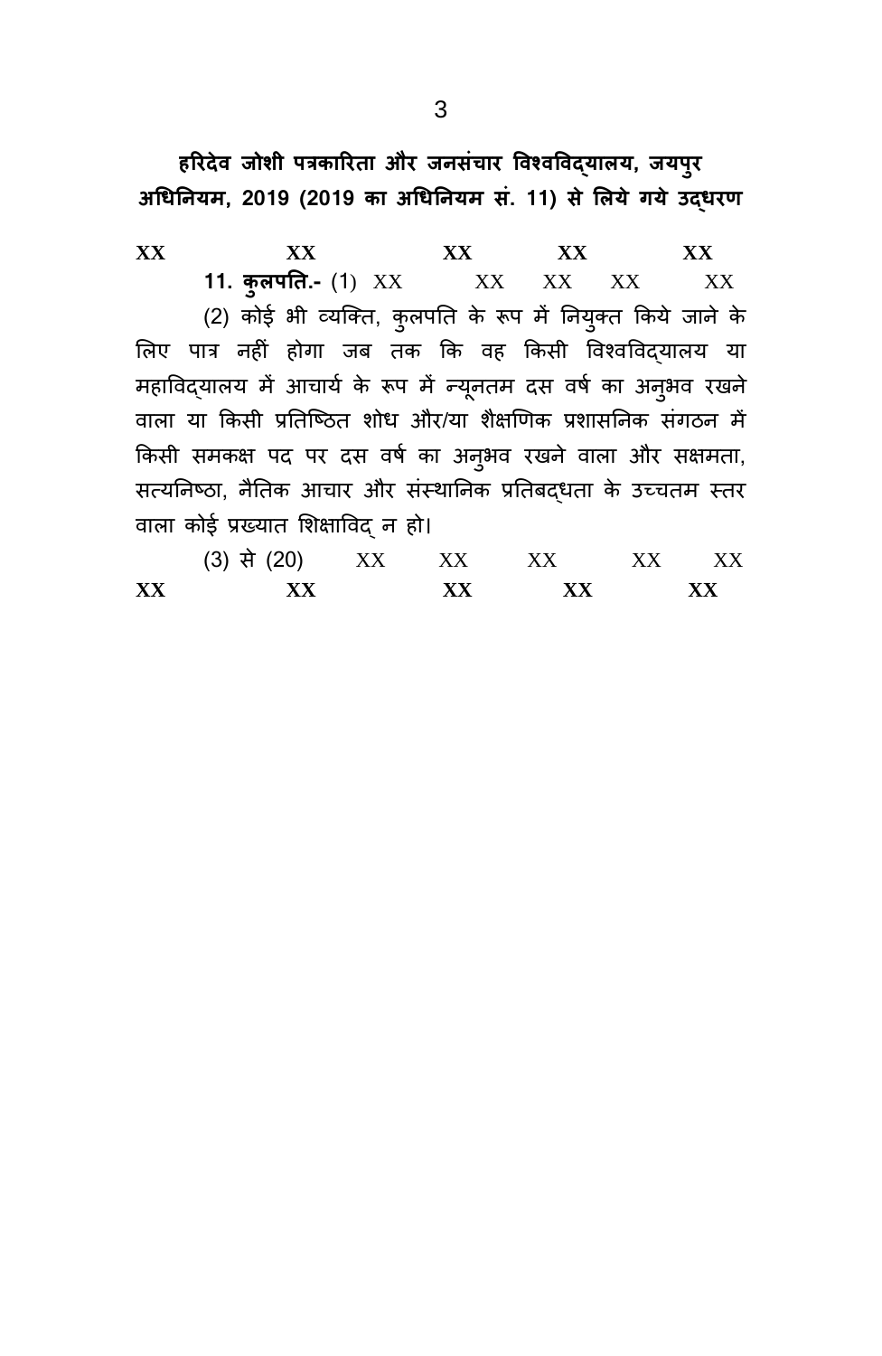**हरिदेव जोशी पत्रकारिता और जनसंचार विश्वविद्यालय, जयपुर अधिनियम, 2019 (2019 का अधिनियम सं. 11) से लिये गये उद्धरण**

**XX XX XX XX XX**

**11. कुलपति.-** (1) XX XX XX XX XX

(2) कोई भी व्यक्ति, कुलपति के रूप में नियुक्त किये जाने के लिए पात्र नहीं होगा जब तक कि वह किसी विश्वविद्यालय या महाविद्यालय में आचार्य के रूप में न्यूनतम दस वर्ष का अनुभव रखने वाला या किसी प्रतिष्ठित शोध और/या शैक्षणिक प्रशासनिक संगठन में किसी समकक्ष पद पर दस वर्ष का अनुभव रखने वाला और सक्षमता, सत्यनिष्ठा, नैतिक आचार और संस्थानिक प्रतिबद्धता के उच्चतम स्तर वाला कोई प्रख्यात शिक्षाविद् न हो।

(3) से (20) XX XX XX XX XX

**XX XX XX XX XX**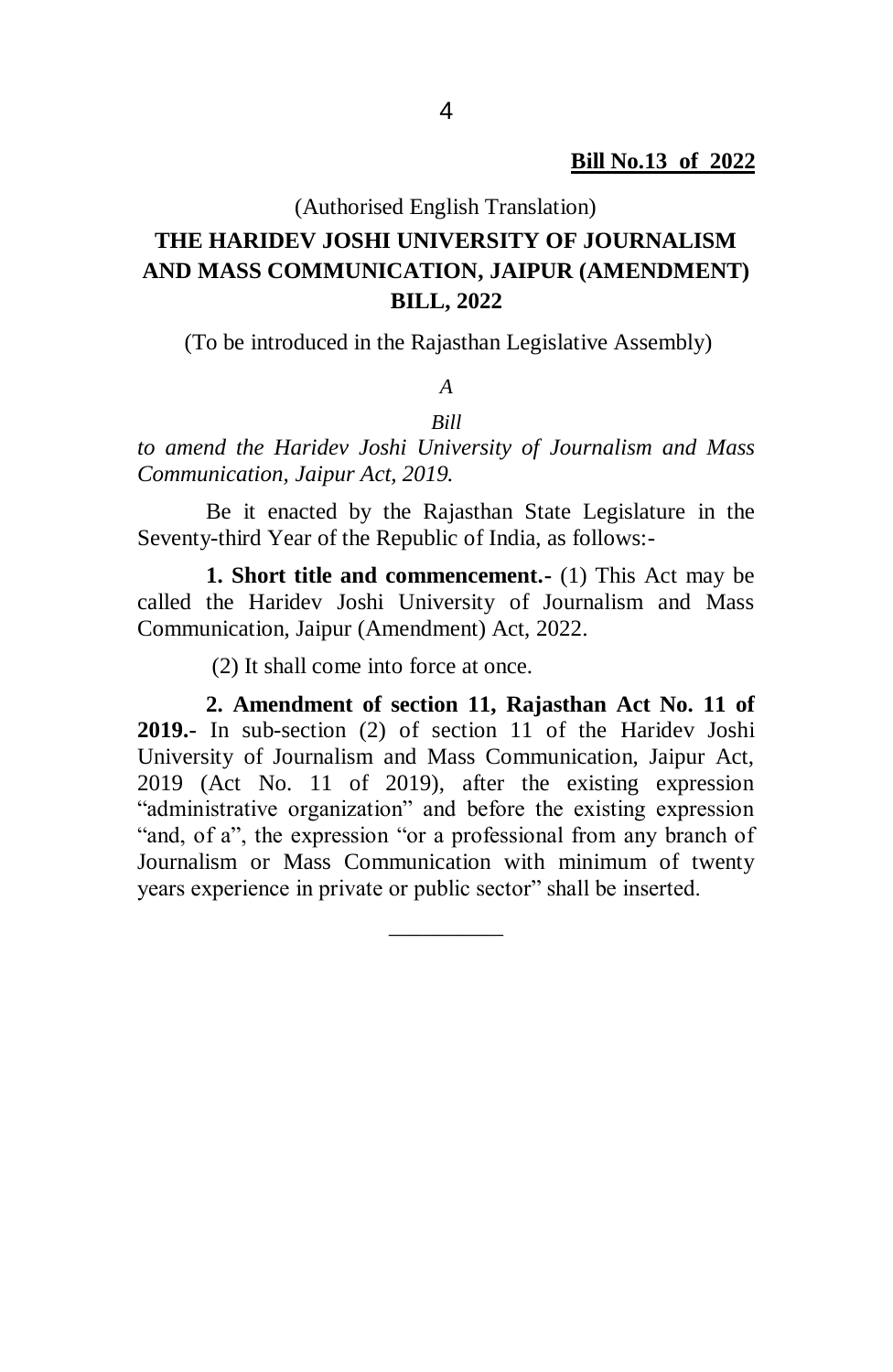**Bill No.13 of 2022**

(Authorised English Translation)

# THE HARIDEV JOSHI UNIVERSITY OF JOURNALISM AND MASS COMMUNICATION, JAIPUR (AMENDMENT) BILL, 2022

(To be introduced in the Rajasthan Legislative Assembly)

*A*

*Bill*

*to amend the Haridev Joshi University of Journalism and Mass Communication, Jaipur Act, 2019.*

Be it enacted by the Rajasthan State Legislature in the Seventy-third Year of the Republic of India, as follows:-

**1. Short title and commencement.-** (1) This Act may be called the Haridev Joshi University of Journalism and Mass Communication, Jaipur (Amendment) Act, 2022.

(2) It shall come into force at once.

**2. Amendment of section 11, Rajasthan Act No. 11 of 2019.-** In sub-section (2) of section 11 of the Haridev Joshi University of Journalism and Mass Communication, Jaipur Act, 2019 (Act No. 11 of 2019), after the existing expression "administrative organization" and before the existing expression "and, of a", the expression "or a professional from any branch of Journalism or Mass Communication with minimum of twenty years experience in private or public sector" shall be inserted.

\_\_\_\_\_\_\_\_\_\_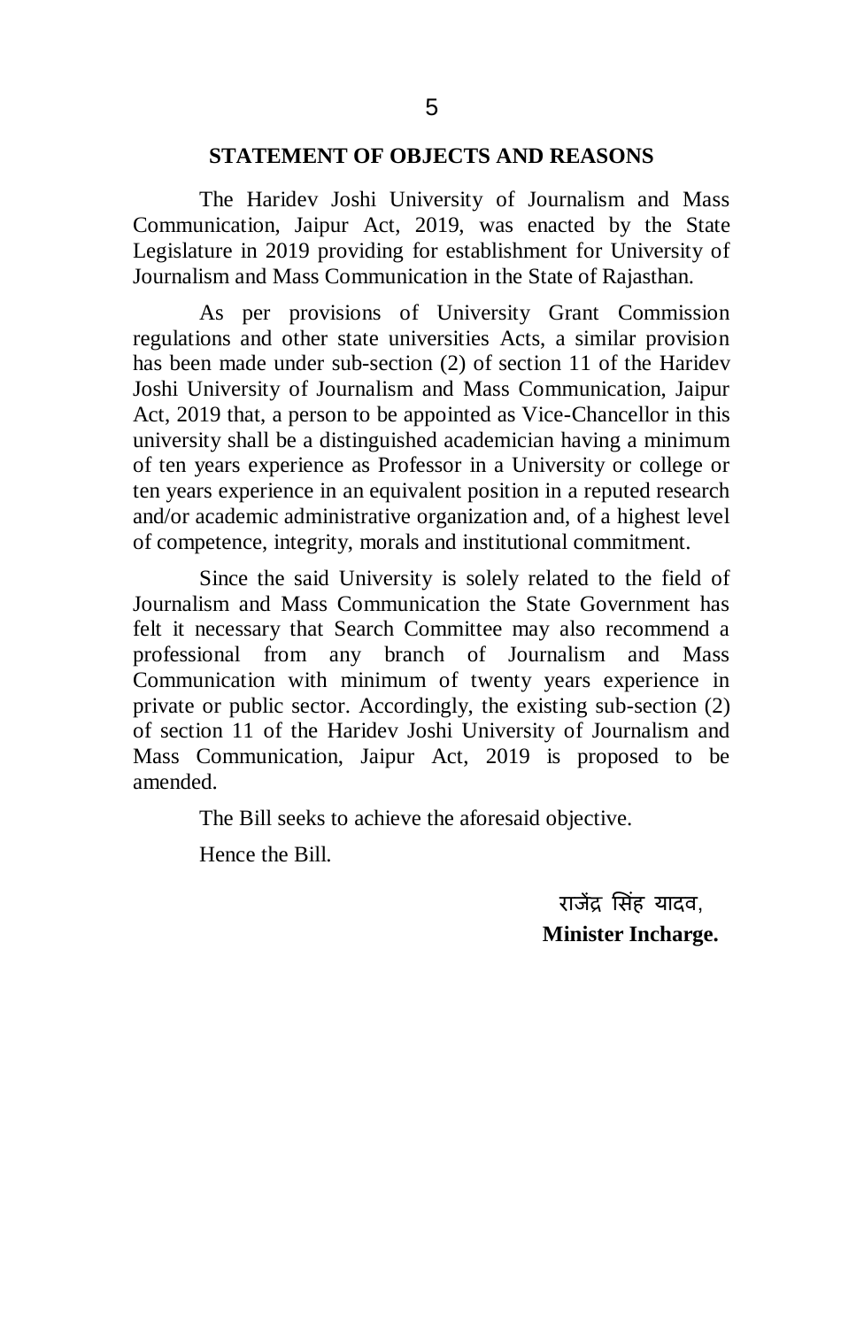## STATEMENT OF OBJECTS AND REASONS

The Haridev Joshi University of Journalism and Mass Communication, Jaipur Act, 2019, was enacted by the State Legislature in 2019 providing for establishment for University of Journalism and Mass Communication in the State of Rajasthan.

As per provisions of University Grant Commission regulations and other state universities Acts, a similar provision has been made under sub-section (2) of section 11 of the Haridev Joshi University of Journalism and Mass Communication, Jaipur Act, 2019 that, a person to be appointed as Vice-Chancellor in this university shall be a distinguished academician having a minimum of ten years experience as Professor in a University or college or ten years experience in an equivalent position in a reputed research and/or academic administrative organization and, of a highest level of competence, integrity, morals and institutional commitment.

Since the said University is solely related to the field of Journalism and Mass Communication the State Government has felt it necessary that Search Committee may also recommend a professional from any branch of Journalism and Mass Communication with minimum of twenty years experience in private or public sector. Accordingly, the existing sub-section (2) of section 11 of the Haridev Joshi University of Journalism and Mass Communication, Jaipur Act, 2019 is proposed to be amended.

The Bill seeks to achieve the aforesaid objective.

Hence the Bill.

राजेंद्र सिंह यादव,
**Minister Incharge.**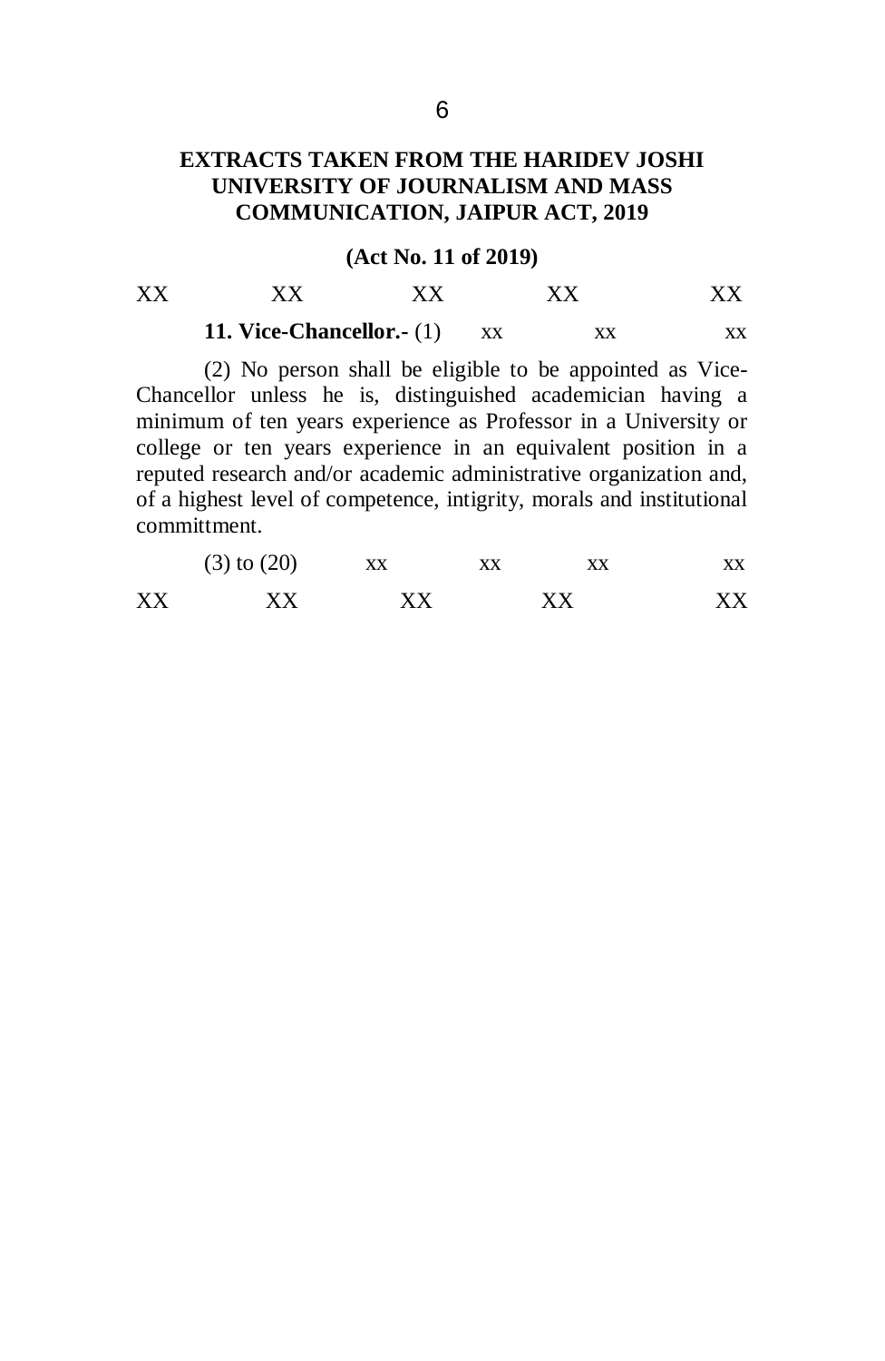## EXTRACTS TAKEN FROM THE HARIDEV JOSHI UNIVERSITY OF JOURNALISM AND MASS COMMUNICATION, JAIPUR ACT, 2019

**(Act No. 11 of 2019)**

XX XX XX XX XX

**11. Vice-Chancellor.-** (1) xx xx xx

(2) No person shall be eligible to be appointed as Vice-Chancellor unless he is, distinguished academician having a minimum of ten years experience as Professor in a University or college or ten years experience in an equivalent position in a reputed research and/or academic administrative organization and, of a highest level of competence, intigrity, morals and institutional committment.

(3) to (20) xx xx xx xx

XX XX XX XX XX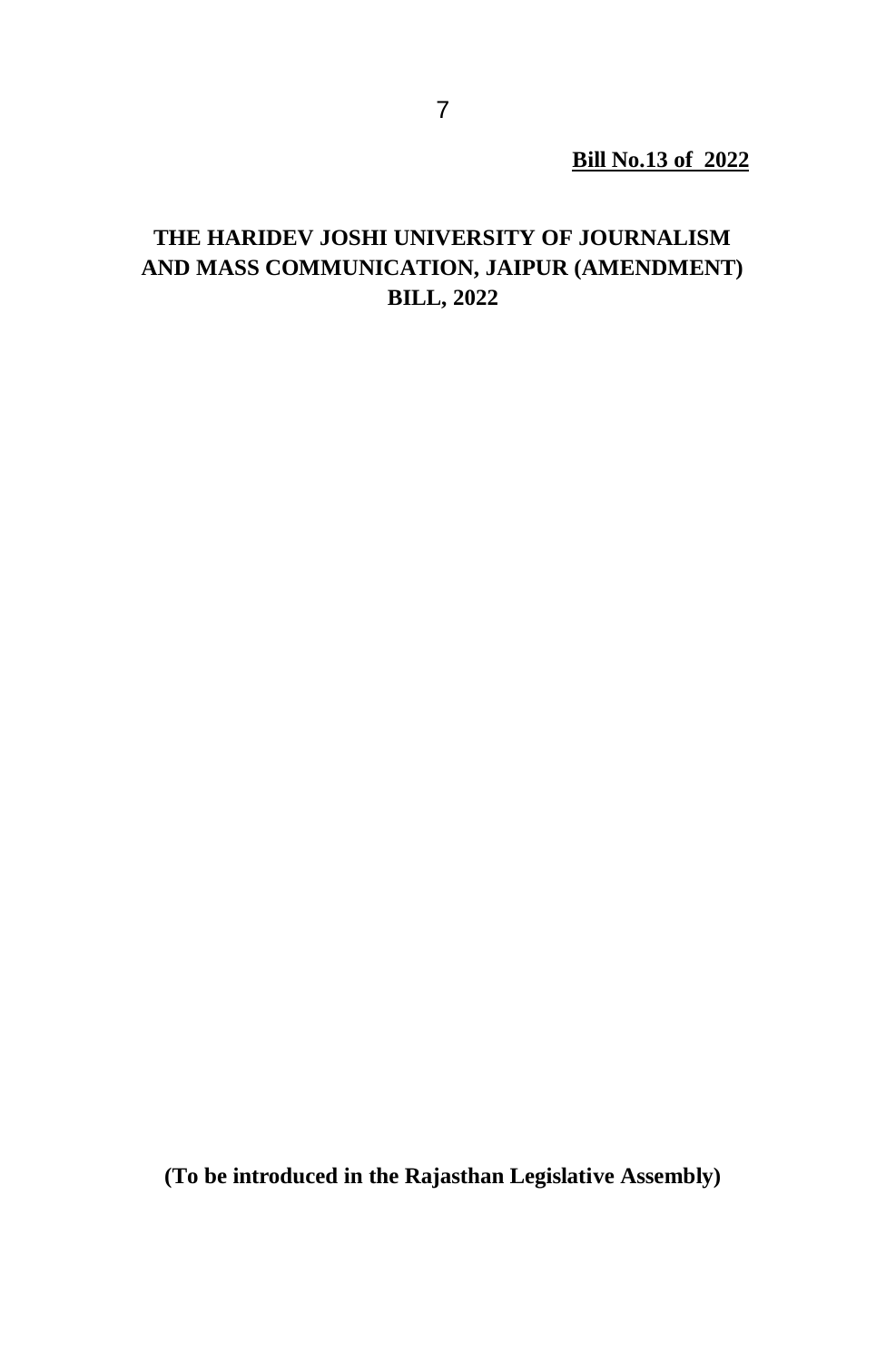**Bill No.13 of 2022**

# THE HARIDEV JOSHI UNIVERSITY OF JOURNALISM AND MASS COMMUNICATION, JAIPUR (AMENDMENT) BILL, 2022

**(To be introduced in the Rajasthan Legislative Assembly)**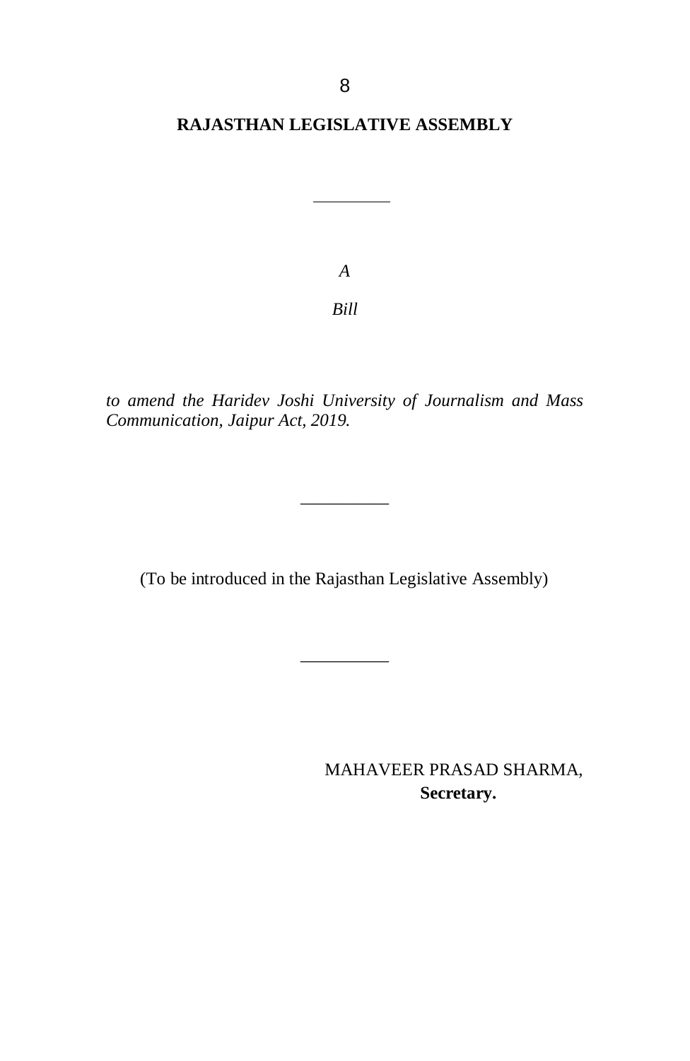**RAJASTHAN LEGISLATIVE ASSEMBLY**

---

*A*

*Bill*

*to amend the Haridev Joshi University of Journalism and Mass Communication, Jaipur Act, 2019.*

---

(To be introduced in the Rajasthan Legislative Assembly)

---

MAHAVEER PRASAD SHARMA,
**Secretary.**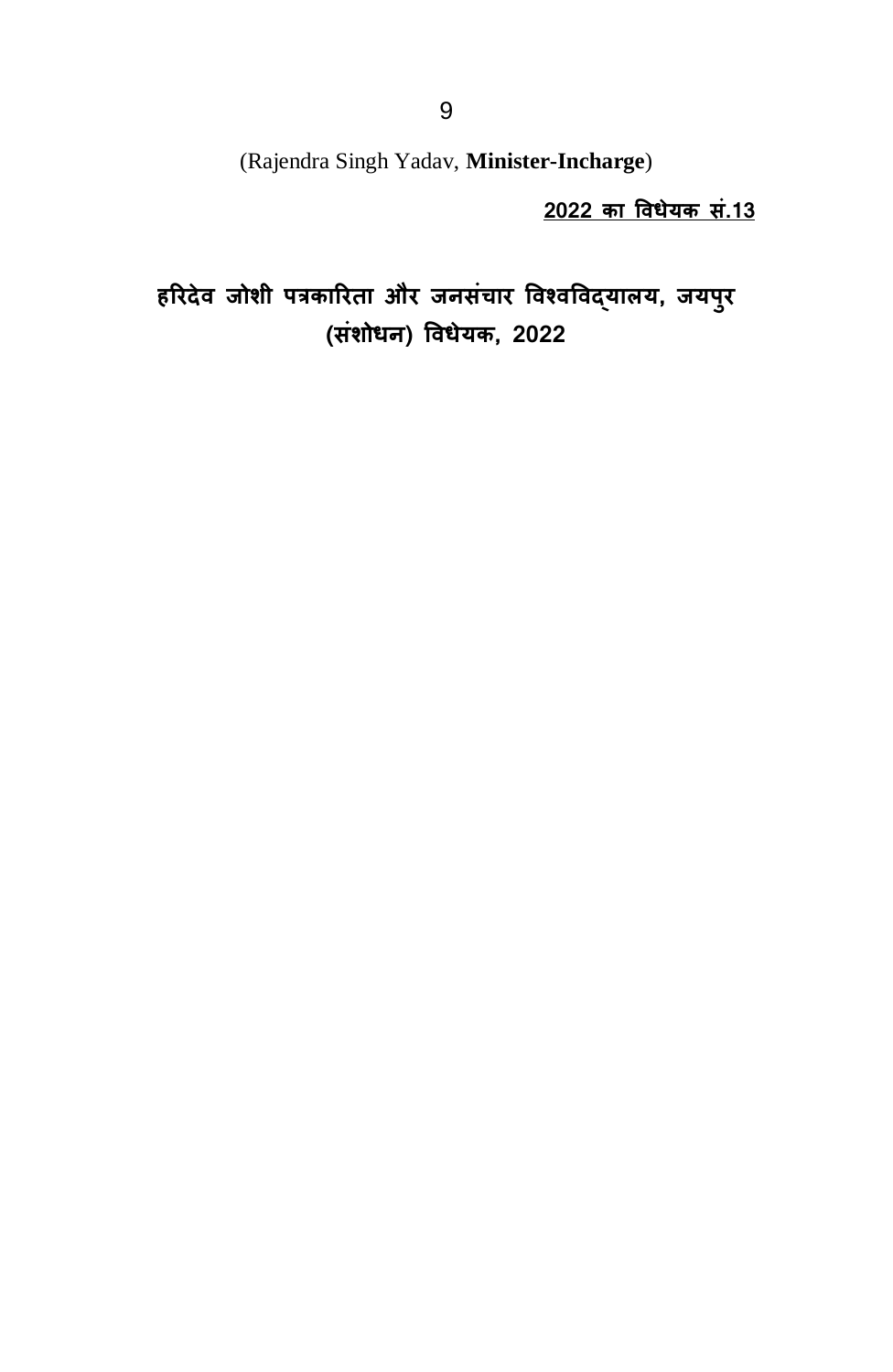(Rajendra Singh Yadav, **Minister-Incharge**)

**2022 का विधेयक सं.13**

# हरिदेव जोशी पत्रकारिता और जनसंचार विश्वविद्यालय, जयपुर (संशोधन) विधेयक, 2022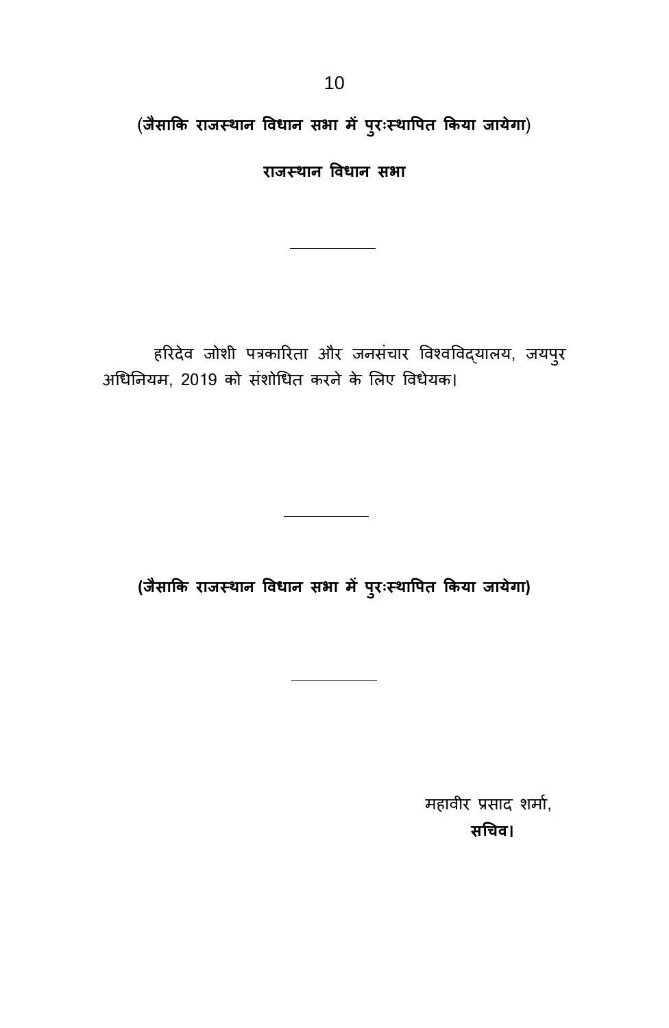**(जैसाकि राजस्थान विधान सभा में पुरःस्थापित किया जायेगा)**

**राजस्थान विधान सभा**

---

हरिदेव जोशी पत्रकारिता और जनसंचार विश्वविद्यालय, जयपुर अधिनियम, 2019 को संशोधित करने के लिए विधेयक।

---

**(जैसाकि राजस्थान विधान सभा में पुरःस्थापित किया जायेगा)**

---

महावीर प्रसाद शर्मा,
**सचिव।**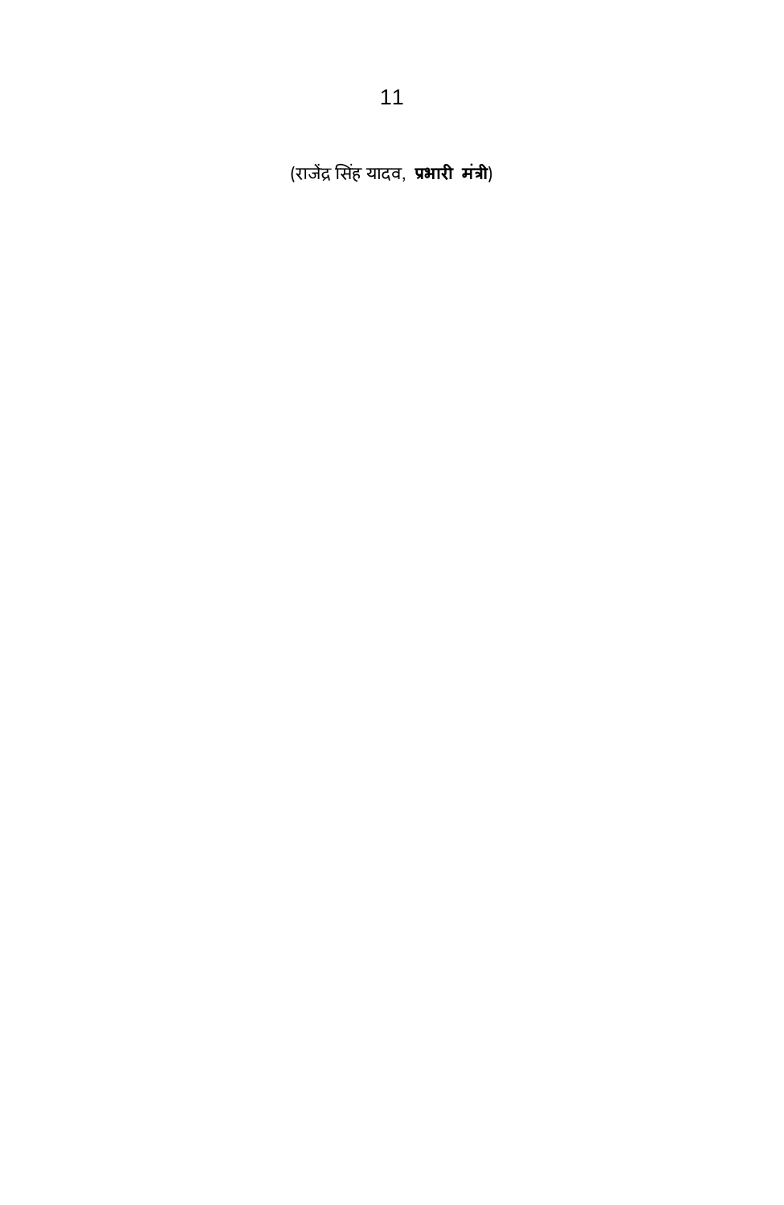(राजेंद्र सिंह यादव, **प्रभारी मंत्री**)